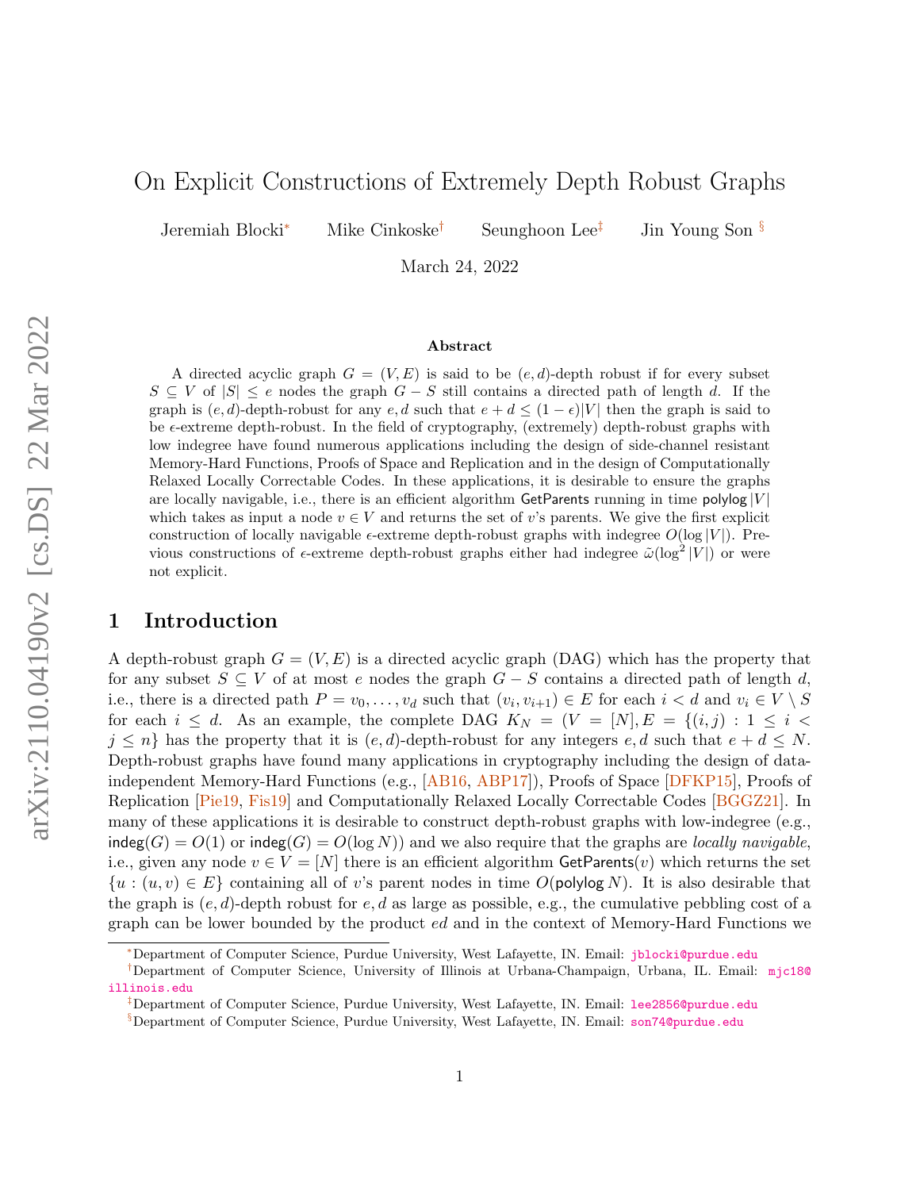# On Explicit Constructions of Extremely Depth Robust Graphs

Jeremiah Blocki[*] Mike Cinkoske[†] Seunghoon Lee[‡] Jin Young Son[§]

March 24, 2022

### Abstract

A directed acyclic graph $G = (V, E)$ is said to be $(e, d)$-depth robust if for every subset $S \subseteq V$ of $|S| \le e$ nodes the graph $G - S$ still contains a directed path of length $d$. If the graph is $(e, d)$-depth-robust for any $e, d$ such that $e + d \le (1 - \epsilon)|V|$ then the graph is said to be $\epsilon$-extreme depth-robust. In the field of cryptography, (extremely) depth-robust graphs with low indegree have found numerous applications including the design of side-channel resistant Memory-Hard Functions, Proofs of Space and Replication and in the design of Computationally Relaxed Locally Correctable Codes. In these applications, it is desirable to ensure the graphs are locally navigable, i.e., there is an efficient algorithm $\mathsf{GetParents}$ running in time $\mathsf{polylog}\,|V|$ which takes as input a node $v \in V$ and returns the set of $v$'s parents. We give the first explicit construction of locally navigable $\epsilon$-extreme depth-robust graphs with indegree $O(\log |V|)$. Previous constructions of $\epsilon$-extreme depth-robust graphs either had indegree $\tilde{\omega}(\log^2 |V|)$ or were not explicit.

## 1 Introduction

A depth-robust graph $G = (V, E)$ is a directed acyclic graph (DAG) which has the property that for any subset $S \subseteq V$ of at most $e$ nodes the graph $G - S$ contains a directed path of length $d$, i.e., there is a directed path $P = v_0, \ldots, v_d$ such that $(v_i, v_{i+1}) \in E$ for each $i < d$ and $v_i \in V \setminus S$ for each $i \le d$. As an example, the complete DAG $K_N = (V = [N], E = \{(i, j) : 1 \le i < j \le n\}$ has the property that it is $(e, d)$-depth-robust for any integers $e, d$ such that $e + d \le N$. Depth-robust graphs have found many applications in cryptography including the design of data-independent Memory-Hard Functions (e.g., [AB16, ABP17]), Proofs of Space [DFKP15], Proofs of Replication [Pie19, Fis19] and Computationally Relaxed Locally Correctable Codes [BGGZ21]. In many of these applications it is desirable to construct depth-robust graphs with low-indegree (e.g., $\mathsf{indeg}(G) = O(1)$ or $\mathsf{indeg}(G) = O(\log N)$) and we also require that the graphs are *locally navigable*, i.e., given any node $v \in V = [N]$ there is an efficient algorithm $\mathsf{GetParents}(v)$ which returns the set $\{u : (u, v) \in E\}$ containing all of $v$'s parent nodes in time $O(\mathsf{polylog}\, N)$. It is also desirable that the graph is $(e, d)$-depth robust for $e, d$ as large as possible, e.g., the cumulative pebbling cost of a graph can be lower bounded by the product $ed$ and in the context of Memory-Hard Functions we

---

[*] Department of Computer Science, Purdue University, West Lafayette, IN. Email: jblocki@purdue.edu

[†] Department of Computer Science, University of Illinois at Urbana-Champaign, Urbana, IL. Email: mjc18@illinois.edu

[‡] Department of Computer Science, Purdue University, West Lafayette, IN. Email: lee2856@purdue.edu

[§] Department of Computer Science, Purdue University, West Lafayette, IN. Email: son74@purdue.edu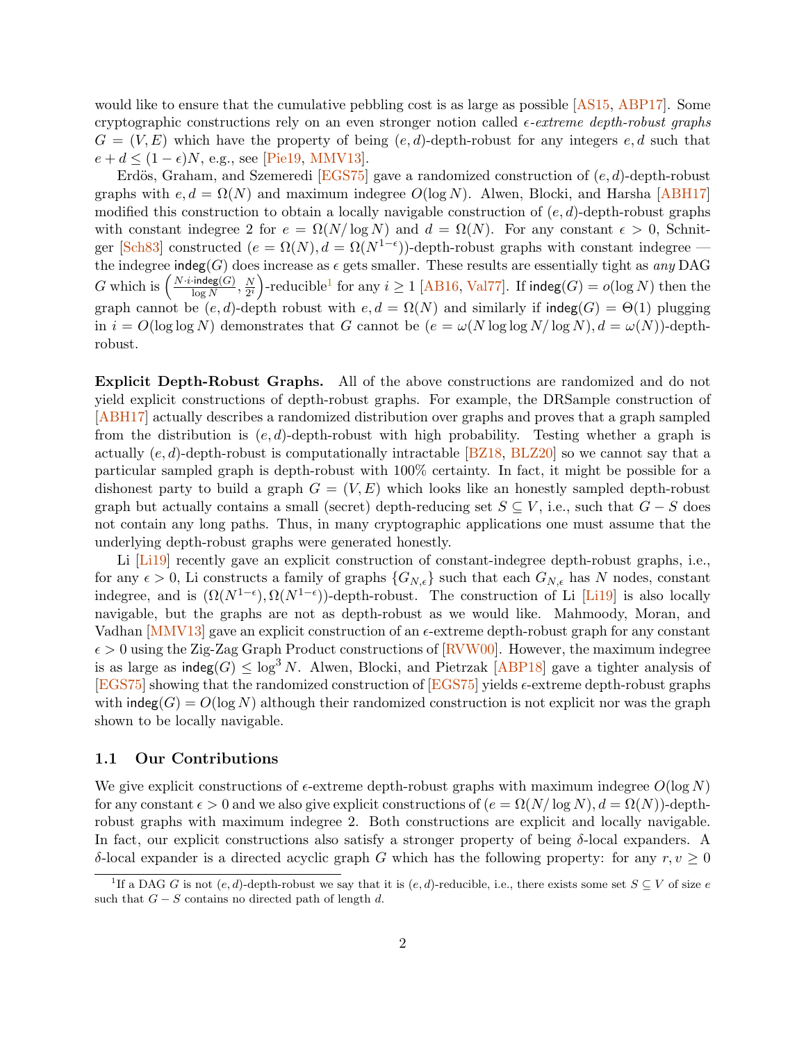would like to ensure that the cumulative pebbling cost is as large as possible [AS15, ABP17]. Some cryptographic constructions rely on an even stronger notion called $\epsilon$-*extreme depth-robust graphs* $G = (V, E)$ which have the property of being $(e, d)$-depth-robust for any integers $e, d$ such that $e + d \leq (1 - \epsilon)N$, e.g., see [Pie19, MMV13].

Erdös, Graham, and Szemeredi [EGS75] gave a randomized construction of $(e, d)$-depth-robust graphs with $e, d = \Omega(N)$ and maximum indegree $O(\log N)$. Alwen, Blocki, and Harsha [ABH17] modified this construction to obtain a locally navigable construction of $(e, d)$-depth-robust graphs with constant indegree 2 for $e = \Omega(N/\log N)$ and $d = \Omega(N)$. For any constant $\epsilon > 0$, Schnitger [Sch83] constructed $(e = \Omega(N), d = \Omega(N^{1-\epsilon}))$-depth-robust graphs with constant indegree — the indegree $\mathsf{indeg}(G)$ does increase as $\epsilon$ gets smaller. These results are essentially tight as *any* DAG $G$ which is $\left(\frac{N \cdot i \cdot \mathsf{indeg}(G)}{\log N}, \frac{N}{2^i}\right)$-reducible[1] for any $i \geq 1$ [AB16, Val77]. If $\mathsf{indeg}(G) = o(\log N)$ then the graph cannot be $(e, d)$-depth robust with $e, d = \Omega(N)$ and similarly if $\mathsf{indeg}(G) = \Theta(1)$ plugging in $i = O(\log \log N)$ demonstrates that $G$ cannot be $(e = \omega(N \log \log N/\log N), d = \omega(N))$-depth-robust.

**Explicit Depth-Robust Graphs.** All of the above constructions are randomized and do not yield explicit constructions of depth-robust graphs. For example, the DRSample construction of [ABH17] actually describes a randomized distribution over graphs and proves that a graph sampled from the distribution is $(e, d)$-depth-robust with high probability. Testing whether a graph is actually $(e, d)$-depth-robust is computationally intractable [BZ18, BLZ20] so we cannot say that a particular sampled graph is depth-robust with 100% certainty. In fact, it might be possible for a dishonest party to build a graph $G = (V, E)$ which looks like an honestly sampled depth-robust graph but actually contains a small (secret) depth-reducing set $S \subseteq V$, i.e., such that $G - S$ does not contain any long paths. Thus, in many cryptographic applications one must assume that the underlying depth-robust graphs were generated honestly.

Li [Li19] recently gave an explicit construction of constant-indegree depth-robust graphs, i.e., for any $\epsilon > 0$, Li constructs a family of graphs $\{G_{N,\epsilon}\}$ such that each $G_{N,\epsilon}$ has $N$ nodes, constant indegree, and is $(\Omega(N^{1-\epsilon}), \Omega(N^{1-\epsilon}))$-depth-robust. The construction of Li [Li19] is also locally navigable, but the graphs are not as depth-robust as we would like. Mahmoody, Moran, and Vadhan [MMV13] gave an explicit construction of an $\epsilon$-extreme depth-robust graph for any constant $\epsilon > 0$ using the Zig-Zag Graph Product constructions of [RVW00]. However, the maximum indegree is as large as $\mathsf{indeg}(G) \leq \log^3 N$. Alwen, Blocki, and Pietrzak [ABP18] gave a tighter analysis of [EGS75] showing that the randomized construction of [EGS75] yields $\epsilon$-extreme depth-robust graphs with $\mathsf{indeg}(G) = O(\log N)$ although their randomized construction is not explicit nor was the graph shown to be locally navigable.

### 1.1 Our Contributions

We give explicit constructions of $\epsilon$-extreme depth-robust graphs with maximum indegree $O(\log N)$ for any constant $\epsilon > 0$ and we also give explicit constructions of $(e = \Omega(N/\log N), d = \Omega(N))$-depth-robust graphs with maximum indegree 2. Both constructions are explicit and locally navigable. In fact, our explicit constructions also satisfy a stronger property of being $\delta$-local expanders. A $\delta$-local expander is a directed acyclic graph $G$ which has the following property: for any $r, v \geq 0$

[1] If a DAG $G$ is not $(e, d)$-depth-robust we say that it is $(e, d)$-reducible, i.e., there exists some set $S \subseteq V$ of size $e$ such that $G - S$ contains no directed path of length $d$.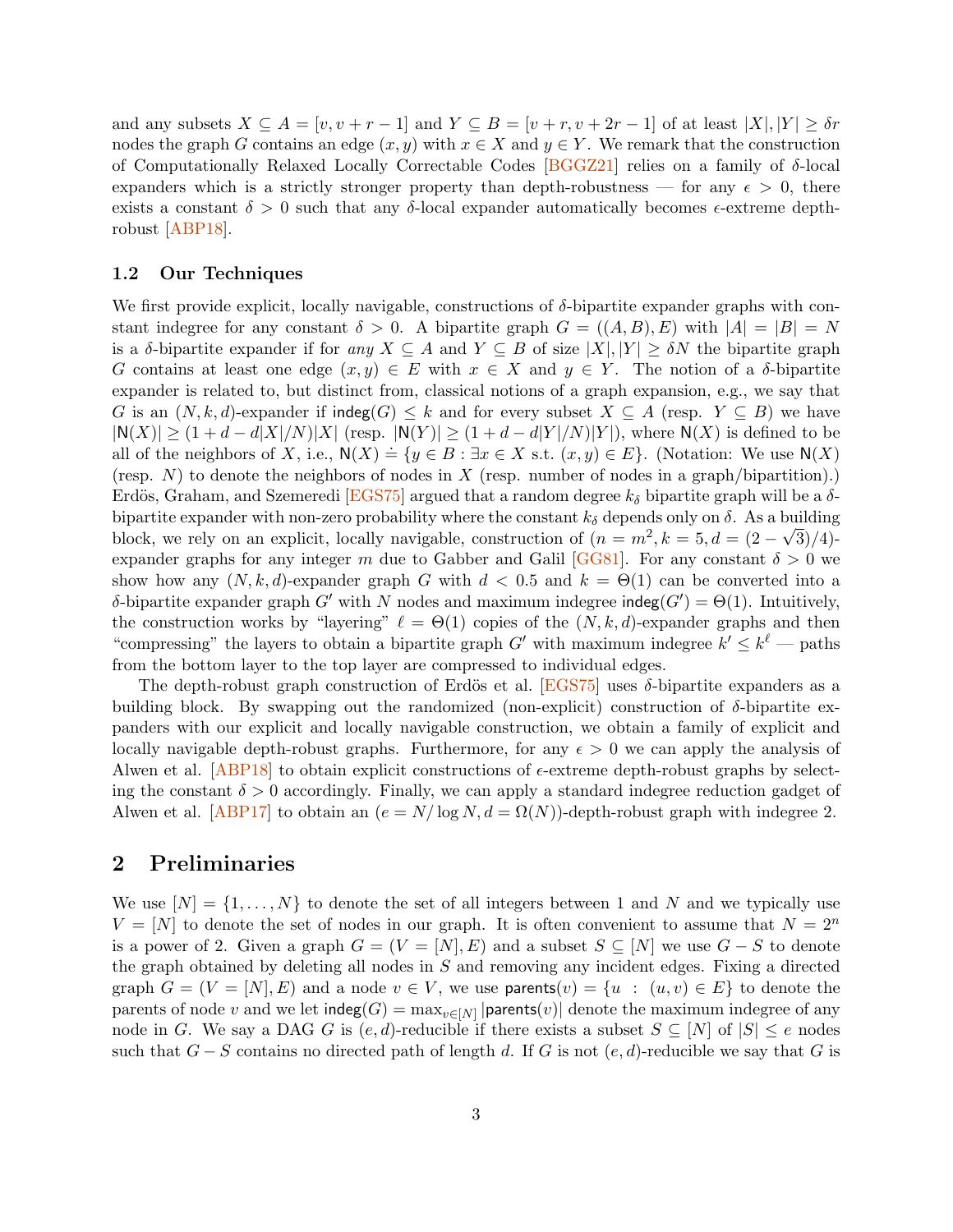and any subsets $X \subseteq A = [v, v+r-1]$ and $Y \subseteq B = [v+r, v+2r-1]$ of at least $|X|, |Y| \geq \delta r$ nodes the graph $G$ contains an edge $(x,y)$ with $x \in X$ and $y \in Y$. We remark that the construction of Computationally Relaxed Locally Correctable Codes [BGGZ21] relies on a family of $\delta$-local expanders which is a strictly stronger property than depth-robustness — for any $\epsilon > 0$, there exists a constant $\delta > 0$ such that any $\delta$-local expander automatically becomes $\epsilon$-extreme depth-robust [ABP18].

### 1.2 Our Techniques

We first provide explicit, locally navigable, constructions of $\delta$-bipartite expander graphs with constant indegree for any constant $\delta > 0$. A bipartite graph $G = ((A,B),E)$ with $|A| = |B| = N$ is a $\delta$-bipartite expander if for *any* $X \subseteq A$ and $Y \subseteq B$ of size $|X|, |Y| \geq \delta N$ the bipartite graph $G$ contains at least one edge $(x,y) \in E$ with $x \in X$ and $y \in Y$. The notion of a $\delta$-bipartite expander is related to, but distinct from, classical notions of a graph expansion, e.g., we say that $G$ is an $(N,k,d)$-expander if $\mathsf{indeg}(G) \leq k$ and for every subset $X \subseteq A$ (resp. $Y \subseteq B$) we have $|\mathsf{N}(X)| \geq (1 + d - d|X|/N)|X|$ (resp. $|\mathsf{N}(Y)| \geq (1 + d - d|Y|/N)|Y|$), where $\mathsf{N}(X)$ is defined to be all of the neighbors of $X$, i.e., $\mathsf{N}(X) \doteq \{y \in B : \exists x \in X \text{ s.t. } (x,y) \in E\}$. (Notation: We use $\mathsf{N}(X)$ (resp. $N$) to denote the neighbors of nodes in $X$ (resp. number of nodes in a graph/bipartition).) Erdös, Graham, and Szemeredi [EGS75] argued that a random degree $k_\delta$ bipartite graph will be a $\delta$-bipartite expander with non-zero probability where the constant $k_\delta$ depends only on $\delta$. As a building block, we rely on an explicit, locally navigable, construction of $(n = m^2, k = 5, d = (2-\sqrt{3})/4)$-expander graphs for any integer $m$ due to Gabber and Galil [GG81]. For any constant $\delta > 0$ we show how any $(N,k,d)$-expander graph $G$ with $d < 0.5$ and $k = \Theta(1)$ can be converted into a $\delta$-bipartite expander graph $G'$ with $N$ nodes and maximum indegree $\mathsf{indeg}(G') = \Theta(1)$. Intuitively, the construction works by "layering" $\ell = \Theta(1)$ copies of the $(N,k,d)$-expander graphs and then "compressing" the layers to obtain a bipartite graph $G'$ with maximum indegree $k' \leq k^\ell$ — paths from the bottom layer to the top layer are compressed to individual edges.

The depth-robust graph construction of Erdös et al. [EGS75] uses $\delta$-bipartite expanders as a building block. By swapping out the randomized (non-explicit) construction of $\delta$-bipartite expanders with our explicit and locally navigable construction, we obtain a family of explicit and locally navigable depth-robust graphs. Furthermore, for any $\epsilon > 0$ we can apply the analysis of Alwen et al. [ABP18] to obtain explicit constructions of $\epsilon$-extreme depth-robust graphs by selecting the constant $\delta > 0$ accordingly. Finally, we can apply a standard indegree reduction gadget of Alwen et al. [ABP17] to obtain an $(e = N/\log N, d = \Omega(N))$-depth-robust graph with indegree 2.

## 2 Preliminaries

We use $[N] = \{1, \ldots, N\}$ to denote the set of all integers between 1 and $N$ and we typically use $V = [N]$ to denote the set of nodes in our graph. It is often convenient to assume that $N = 2^n$ is a power of 2. Given a graph $G = (V = [N], E)$ and a subset $S \subseteq [N]$ we use $G - S$ to denote the graph obtained by deleting all nodes in $S$ and removing any incident edges. Fixing a directed graph $G = (V = [N], E)$ and a node $v \in V$, we use $\mathsf{parents}(v) = \{u : (u,v) \in E\}$ to denote the parents of node $v$ and we let $\mathsf{indeg}(G) = \max_{v \in [N]} |\mathsf{parents}(v)|$ denote the maximum indegree of any node in $G$. We say a DAG $G$ is $(e,d)$-reducible if there exists a subset $S \subseteq [N]$ of $|S| \leq e$ nodes such that $G - S$ contains no directed path of length $d$. If $G$ is not $(e,d)$-reducible we say that $G$ is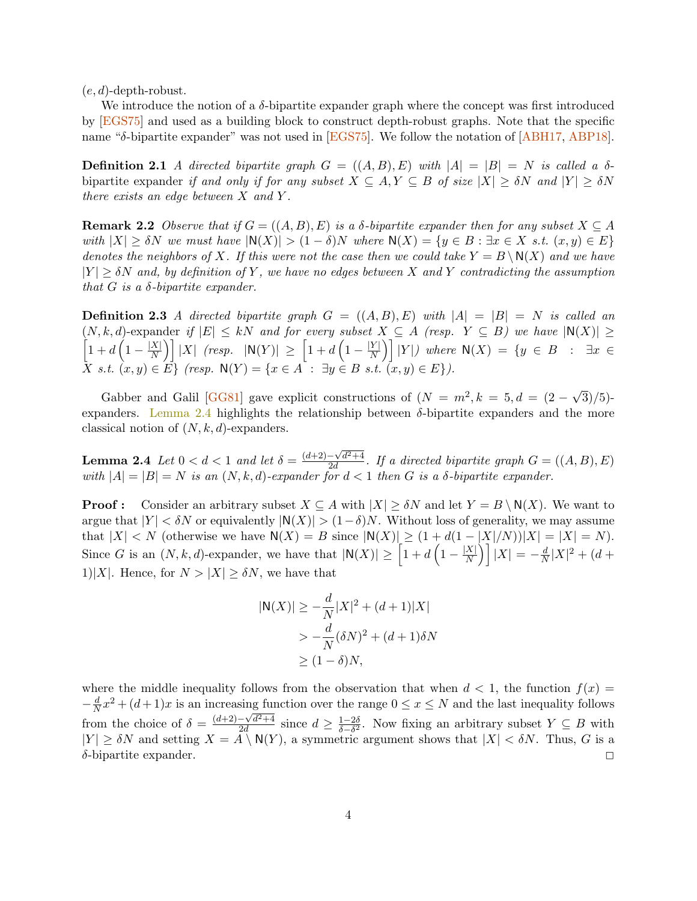$(e, d)$-depth-robust.

We introduce the notion of a $\delta$-bipartite expander graph where the concept was first introduced by [EGS75] and used as a building block to construct depth-robust graphs. Note that the specific name "$\delta$-bipartite expander" was not used in [EGS75]. We follow the notation of [ABH17, ABP18].

**Definition 2.1** *A directed bipartite graph $G = ((A, B), E)$ with $|A| = |B| = N$ is called a* $\delta$-bipartite expander *if and only if for any subset $X \subseteq A, Y \subseteq B$ of size $|X| \geq \delta N$ and $|Y| \geq \delta N$ there exists an edge between $X$ and $Y$.*

**Remark 2.2** *Observe that if $G = ((A, B), E)$ is a $\delta$-bipartite expander then for any subset $X \subseteq A$ with $|X| \geq \delta N$ we must have $|\mathsf{N}(X)| > (1 - \delta)N$ where $\mathsf{N}(X) = \{y \in B : \exists x \in X \text{ s.t. } (x, y) \in E\}$ denotes the neighbors of $X$. If this were not the case then we could take $Y = B \setminus \mathsf{N}(X)$ and we have $|Y| \geq \delta N$ and, by definition of $Y$, we have no edges between $X$ and $Y$ contradicting the assumption that $G$ is a $\delta$-bipartite expander.*

**Definition 2.3** *A directed bipartite graph $G = ((A, B), E)$ with $|A| = |B| = N$ is called an* $(N, k, d)$-expander *if $|E| \leq kN$ and for every subset $X \subseteq A$ (resp. $Y \subseteq B$) we have $|\mathsf{N}(X)| \geq \left[1 + d\left(1 - \frac{|X|}{N}\right)\right]|X|$ (resp. $|\mathsf{N}(Y)| \geq \left[1 + d\left(1 - \frac{|Y|}{N}\right)\right]|Y|$) where $\mathsf{N}(X) = \{y \in B : \exists x \in X \text{ s.t. } (x, y) \in E\}$ (resp. $\mathsf{N}(Y) = \{x \in A : \exists y \in B \text{ s.t. } (x, y) \in E\}$).*

Gabber and Galil [GG81] gave explicit constructions of $(N = m^2, k = 5, d = (2 - \sqrt{3})/5)$-expanders. Lemma 2.4 highlights the relationship between $\delta$-bipartite expanders and the more classical notion of $(N, k, d)$-expanders.

**Lemma 2.4** *Let $0 < d < 1$ and let $\delta = \frac{(d+2) - \sqrt{d^2+4}}{2d}$. If a directed bipartite graph $G = ((A, B), E)$ with $|A| = |B| = N$ is an $(N, k, d)$-expander for $d < 1$ then $G$ is a $\delta$-bipartite expander.*

**Proof :** Consider an arbitrary subset $X \subseteq A$ with $|X| \geq \delta N$ and let $Y = B \setminus \mathsf{N}(X)$. We want to argue that $|Y| < \delta N$ or equivalently $|\mathsf{N}(X)| > (1 - \delta)N$. Without loss of generality, we may assume that $|X| < N$ (otherwise we have $\mathsf{N}(X) = B$ since $|\mathsf{N}(X)| \geq (1 + d(1 - |X|/N))|X| = |X| = N$). Since $G$ is an $(N, k, d)$-expander, we have that $|\mathsf{N}(X)| \geq \left[1 + d\left(1 - \frac{|X|}{N}\right)\right]|X| = -\frac{d}{N}|X|^2 + (d + 1)|X|$. Hence, for $N > |X| \geq \delta N$, we have that

$$
\begin{aligned}
|\mathsf{N}(X)| &\geq -\frac{d}{N}|X|^2 + (d + 1)|X| \\
&> -\frac{d}{N}(\delta N)^2 + (d + 1)\delta N \\
&\geq (1 - \delta)N,
\end{aligned}
$$

where the middle inequality follows from the observation that when $d < 1$, the function $f(x) = -\frac{d}{N}x^2 + (d+1)x$ is an increasing function over the range $0 \leq x \leq N$ and the last inequality follows from the choice of $\delta = \frac{(d+2) - \sqrt{d^2+4}}{2d}$ since $d \geq \frac{1-2\delta}{\delta - \delta^2}$. Now fixing an arbitrary subset $Y \subseteq B$ with $|Y| \geq \delta N$ and setting $X = A \setminus \mathsf{N}(Y)$, a symmetric argument shows that $|X| < \delta N$. Thus, $G$ is a $\delta$-bipartite expander. □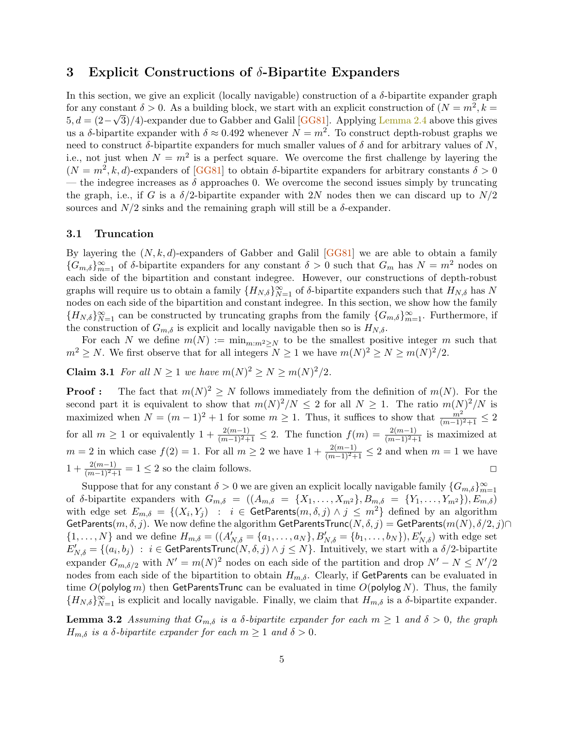## 3 Explicit Constructions of $\delta$-Bipartite Expanders

In this section, we give an explicit (locally navigable) construction of a $\delta$-bipartite expander graph for any constant $\delta > 0$. As a building block, we start with an explicit construction of $(N = m^2, k = 5, d = (2-\sqrt{3})/4)$-expander due to Gabber and Galil [GG81]. Applying Lemma 2.4 above this gives us a $\delta$-bipartite expander with $\delta \approx 0.492$ whenever $N = m^2$. To construct depth-robust graphs we need to construct $\delta$-bipartite expanders for much smaller values of $\delta$ and for arbitrary values of $N$, i.e., not just when $N = m^2$ is a perfect square. We overcome the first challenge by layering the $(N = m^2, k, d)$-expanders of [GG81] to obtain $\delta$-bipartite expanders for arbitrary constants $\delta > 0$ — the indegree increases as $\delta$ approaches 0. We overcome the second issues simply by truncating the graph, i.e., if $G$ is a $\delta/2$-bipartite expander with $2N$ nodes then we can discard up to $N/2$ sources and $N/2$ sinks and the remaining graph will still be a $\delta$-expander.

### 3.1 Truncation

By layering the $(N, k, d)$-expanders of Gabber and Galil [GG81] we are able to obtain a family $\{G_{m,\delta}\}_{m=1}^{\infty}$ of $\delta$-bipartite expanders for any constant $\delta > 0$ such that $G_m$ has $N = m^2$ nodes on each side of the bipartition and constant indegree. However, our constructions of depth-robust graphs will require us to obtain a family $\{H_{N,\delta}\}_{N=1}^{\infty}$ of $\delta$-bipartite expanders such that $H_{N,\delta}$ has $N$ nodes on each side of the bipartition and constant indegree. In this section, we show how the family $\{H_{N,\delta}\}_{N=1}^{\infty}$ can be constructed by truncating graphs from the family $\{G_{m,\delta}\}_{m=1}^{\infty}$. Furthermore, if the construction of $G_{m,\delta}$ is explicit and locally navigable then so is $H_{N,\delta}$.

For each $N$ we define $m(N) := \min_{m:m^2 \geq N}$ to be the smallest positive integer $m$ such that $m^2 \geq N$. We first observe that for all integers $N \geq 1$ we have $m(N)^2 \geq N \geq m(N)^2/2$.

**Claim 3.1** *For all $N \geq 1$ we have $m(N)^2 \geq N \geq m(N)^2/2$.*

**Proof :** The fact that $m(N)^2 \geq N$ follows immediately from the definition of $m(N)$. For the second part it is equivalent to show that $m(N)^2/N \leq 2$ for all $N \geq 1$. The ratio $m(N)^2/N$ is maximized when $N = (m-1)^2 + 1$ for some $m \geq 1$. Thus, it suffices to show that $\frac{m^2}{(m-1)^2+1} \leq 2$ for all $m \geq 1$ or equivalently $1 + \frac{2(m-1)}{(m-1)^2+1} \leq 2$. The function $f(m) = \frac{2(m-1)}{(m-1)^2+1}$ is maximized at $m = 2$ in which case $f(2) = 1$. For all $m \geq 2$ we have $1 + \frac{2(m-1)}{(m-1)^2+1} \leq 2$ and when $m = 1$ we have $1 + \frac{2(m-1)}{(m-1)^2+1} = 1 \leq 2$ so the claim follows. □

Suppose that for any constant $\delta > 0$ we are given an explicit locally navigable family $\{G_{m,\delta}\}_{m=1}^{\infty}$ of $\delta$-bipartite expanders with $G_{m,\delta} = ((A_{m,\delta} = \{X_1, \ldots, X_{m^2}\}, B_{m,\delta} = \{Y_1, \ldots, Y_{m^2}\}), E_{m,\delta})$ with edge set $E_{m,\delta} = \{(X_i, Y_j) \ : \ i \in \mathsf{GetParents}(m, \delta, j) \wedge j \leq m^2\}$ defined by an algorithm $\mathsf{GetParents}(m, \delta, j)$. We now define the algorithm $\mathsf{GetParentsTrunc}(N, \delta, j) = \mathsf{GetParents}(m(N), \delta/2, j) \cap \{1, \ldots, N\}$ and we define $H_{m,\delta} = ((A'_{N,\delta} = \{a_1, \ldots, a_N\}, B'_{N,\delta} = \{b_1, \ldots, b_N\}), E'_{N,\delta})$ with edge set $E'_{N,\delta} = \{(a_i, b_j) \ : \ i \in \mathsf{GetParentsTrunc}(N, \delta, j) \wedge j \leq N\}$. Intuitively, we start with a $\delta/2$-bipartite expander $G_{m,\delta/2}$ with $N' = m(N)^2$ nodes on each side of the partition and drop $N' - N \leq N'/2$ nodes from each side of the bipartition to obtain $H_{m,\delta}$. Clearly, if $\mathsf{GetParents}$ can be evaluated in time $O(\mathsf{polylog}\, m)$ then $\mathsf{GetParentsTrunc}$ can be evaluated in time $O(\mathsf{polylog}\, N)$. Thus, the family $\{H_{N,\delta}\}_{N=1}^{\infty}$ is explicit and locally navigable. Finally, we claim that $H_{m,\delta}$ is a $\delta$-bipartite expander.

**Lemma 3.2** *Assuming that $G_{m,\delta}$ is a $\delta$-bipartite expander for each $m \geq 1$ and $\delta > 0$, the graph $H_{m,\delta}$ is a $\delta$-bipartite expander for each $m \geq 1$ and $\delta > 0$.*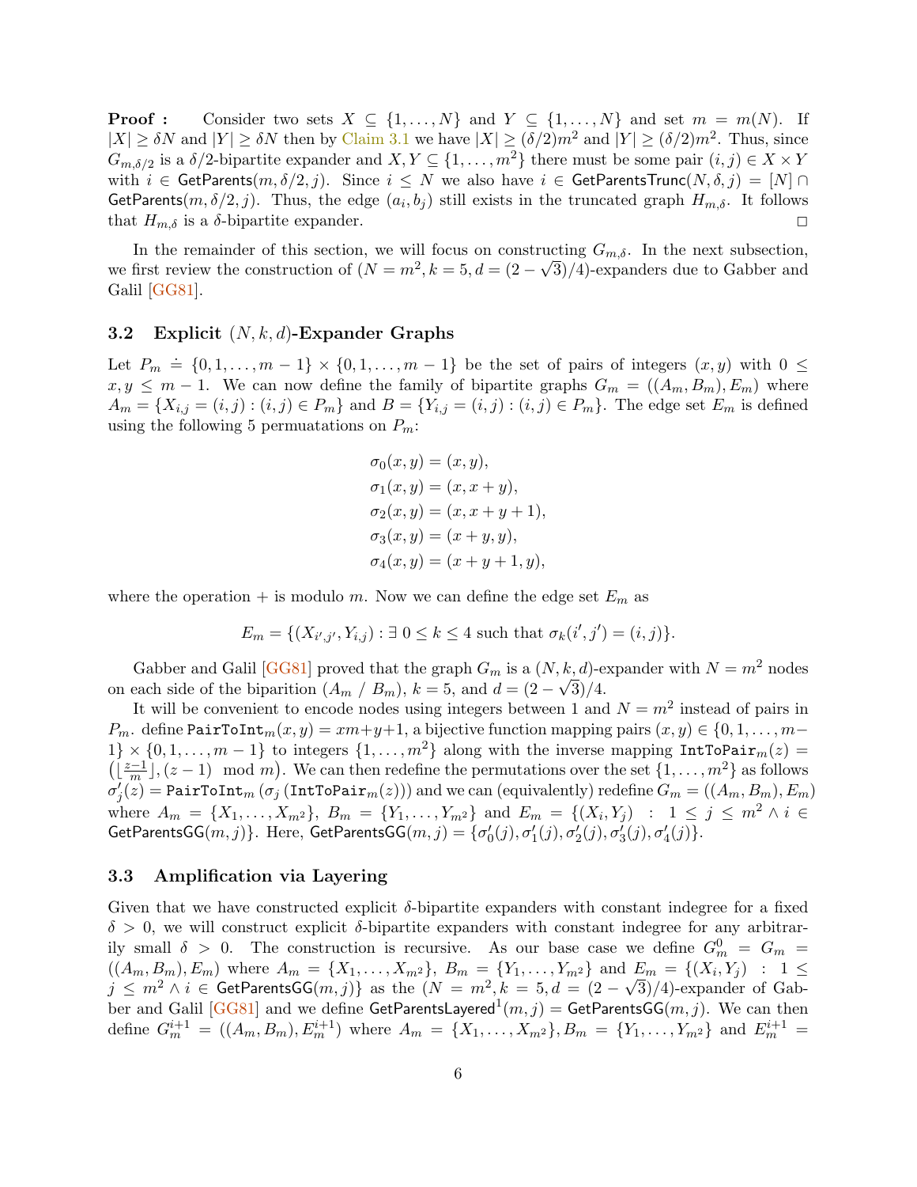**Proof :** Consider two sets $X \subseteq \{1, \ldots, N\}$ and $Y \subseteq \{1, \ldots, N\}$ and set $m = m(N)$. If $|X| \geq \delta N$ and $|Y| \geq \delta N$ then by Claim 3.1 we have $|X| \geq (\delta/2)m^2$ and $|Y| \geq (\delta/2)m^2$. Thus, since $G_{m,\delta/2}$ is a $\delta/2$-bipartite expander and $X, Y \subseteq \{1, \ldots, m^2\}$ there must be some pair $(i,j) \in X \times Y$ with $i \in \mathsf{GetParents}(m, \delta/2, j)$. Since $i \leq N$ we also have $i \in \mathsf{GetParentsTrunc}(N, \delta, j) = [N] \cap \mathsf{GetParents}(m, \delta/2, j)$. Thus, the edge $(a_i, b_j)$ still exists in the truncated graph $H_{m,\delta}$. It follows that $H_{m,\delta}$ is a $\delta$-bipartite expander. $\square$

In the remainder of this section, we will focus on constructing $G_{m,\delta}$. In the next subsection, we first review the construction of $(N = m^2, k = 5, d = (2 - \sqrt{3})/4)$-expanders due to Gabber and Galil [GG81].

### 3.2 Explicit $(N, k, d)$-Expander Graphs

Let $P_m \doteq \{0, 1, \ldots, m-1\} \times \{0, 1, \ldots, m-1\}$ be the set of pairs of integers $(x, y)$ with $0 \leq x, y \leq m - 1$. We can now define the family of bipartite graphs $G_m = ((A_m, B_m), E_m)$ where $A_m = \{X_{i,j} = (i,j) : (i,j) \in P_m\}$ and $B = \{Y_{i,j} = (i,j) : (i,j) \in P_m\}$. The edge set $E_m$ is defined using the following 5 permuatations on $P_m$:

$$
\begin{aligned}
\sigma_0(x, y) &= (x, y), \\
\sigma_1(x, y) &= (x, x + y), \\
\sigma_2(x, y) &= (x, x + y + 1), \\
\sigma_3(x, y) &= (x + y, y), \\
\sigma_4(x, y) &= (x + y + 1, y),
\end{aligned}
$$

where the operation $+$ is modulo $m$. Now we can define the edge set $E_m$ as

$$
E_m = \{(X_{i',j'}, Y_{i,j}) : \exists\ 0 \leq k \leq 4 \text{ such that } \sigma_k(i', j') = (i, j)\}.
$$

Gabber and Galil [GG81] proved that the graph $G_m$ is a $(N, k, d)$-expander with $N = m^2$ nodes on each side of the biparition ($A_m$ / $B_m$), $k = 5$, and $d = (2 - \sqrt{3})/4$.

It will be convenient to encode nodes using integers between 1 and $N = m^2$ instead of pairs in $P_m$. define $\mathtt{PairToInt}_m(x, y) = xm + y + 1$, a bijective function mapping pairs $(x, y) \in \{0, 1, \ldots, m-1\} \times \{0, 1, \ldots, m-1\}$ to integers $\{1, \ldots, m^2\}$ along with the inverse mapping $\mathtt{IntToPair}_m(z) = \left(\lfloor \frac{z-1}{m} \rfloor, (z-1) \mod m\right)$. We can then redefine the permutations over the set $\{1, \ldots, m^2\}$ as follows $\sigma'_j(z) = \mathtt{PairToInt}_m\left(\sigma_j\left(\mathtt{IntToPair}_m(z)\right)\right)$ and we can (equivalently) redefine $G_m = ((A_m, B_m), E_m)$ where $A_m = \{X_1, \ldots, X_{m^2}\}$, $B_m = \{Y_1, \ldots, Y_{m^2}\}$ and $E_m = \{(X_i, Y_j) \ : \ 1 \leq j \leq m^2 \wedge i \in \mathsf{GetParentsGG}(m, j)\}$. Here, $\mathsf{GetParentsGG}(m, j) = \{\sigma'_0(j), \sigma'_1(j), \sigma'_2(j), \sigma'_3(j), \sigma'_4(j)\}$.

### 3.3 Amplification via Layering

Given that we have constructed explicit $\delta$-bipartite expanders with constant indegree for a fixed $\delta > 0$, we will construct explicit $\delta$-bipartite expanders with constant indegree for any arbitrarily small $\delta > 0$. The construction is recursive. As our base case we define $G_m^0 = G_m = ((A_m, B_m), E_m)$ where $A_m = \{X_1, \ldots, X_{m^2}\}$, $B_m = \{Y_1, \ldots, Y_{m^2}\}$ and $E_m = \{(X_i, Y_j) \ : \ 1 \leq j \leq m^2 \wedge i \in \mathsf{GetParentsGG}(m, j)\}$ as the $(N = m^2, k = 5, d = (2 - \sqrt{3})/4)$-expander of Gabber and Galil [GG81] and we define $\mathsf{GetParentsLayered}^1(m, j) = \mathsf{GetParentsGG}(m, j)$. We can then define $G_m^{i+1} = ((A_m, B_m), E_m^{i+1})$ where $A_m = \{X_1, \ldots, X_{m^2}\}, B_m = \{Y_1, \ldots, Y_{m^2}\}$ and $E_m^{i+1} =$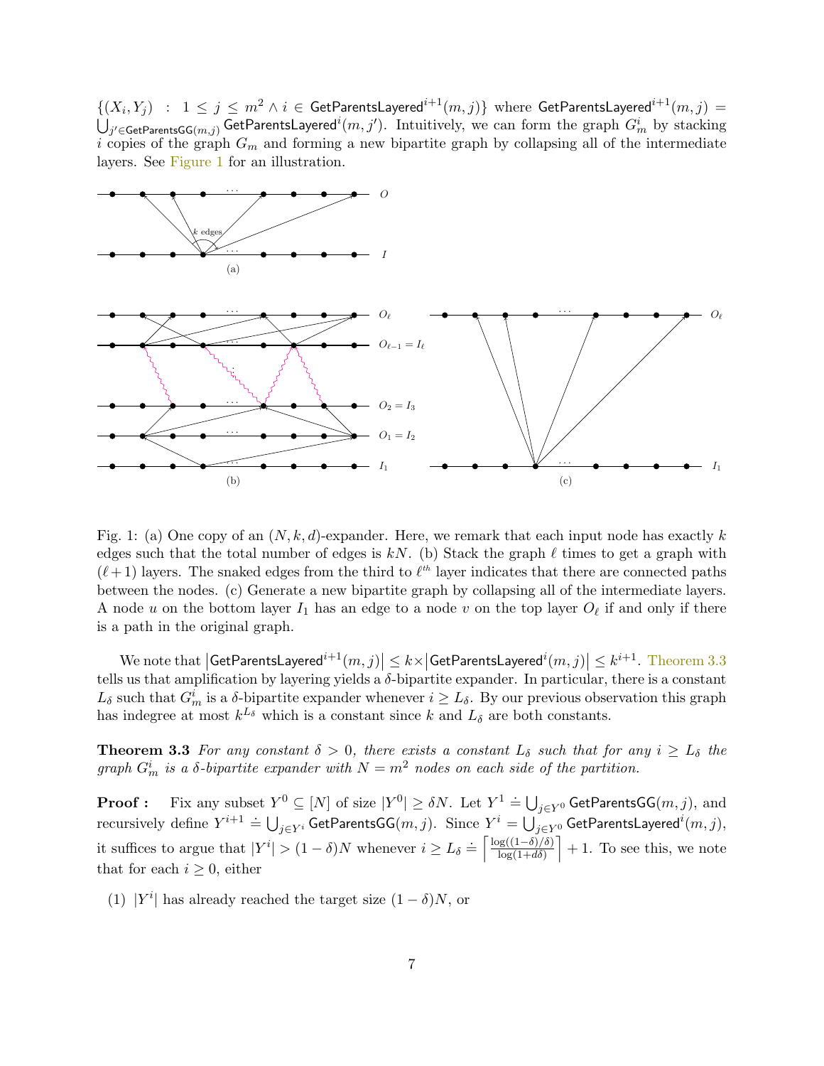$\{(X_i, Y_j) \ : \ 1 \le j \le m^2 \wedge i \in \mathsf{GetParentsLayered}^{i+1}(m,j)\}$ where $\mathsf{GetParentsLayered}^{i+1}(m,j) = \bigcup_{j' \in \mathsf{GetParentsGG}(m,j)} \mathsf{GetParentsLayered}^{i}(m,j')$. Intuitively, we can form the graph $G_m^i$ by stacking $i$ copies of the graph $G_m$ and forming a new bipartite graph by collapsing all of the intermediate layers. See Figure 1 for an illustration.

Fig. 1: (a) One copy of an $(N,k,d)$-expander. Here, we remark that each input node has exactly $k$ edges such that the total number of edges is $kN$. (b) Stack the graph $\ell$ times to get a graph with $(\ell+1)$ layers. The snaked edges from the third to $\ell^{th}$ layer indicates that there are connected paths between the nodes. (c) Generate a new bipartite graph by collapsing all of the intermediate layers. A node $u$ on the bottom layer $I_1$ has an edge to a node $v$ on the top layer $O_\ell$ if and only if there is a path in the original graph.

We note that $\left|\mathsf{GetParentsLayered}^{i+1}(m,j)\right| \le k \times \left|\mathsf{GetParentsLayered}^{i}(m,j)\right| \le k^{i+1}$. Theorem 3.3 tells us that amplification by layering yields a $\delta$-bipartite expander. In particular, there is a constant $L_\delta$ such that $G_m^i$ is a $\delta$-bipartite expander whenever $i \ge L_\delta$. By our previous observation this graph has indegree at most $k^{L_\delta}$ which is a constant since $k$ and $L_\delta$ are both constants.

**Theorem 3.3** *For any constant $\delta > 0$, there exists a constant $L_\delta$ such that for any $i \ge L_\delta$ the graph $G_m^i$ is a $\delta$-bipartite expander with $N = m^2$ nodes on each side of the partition.*

**Proof :** Fix any subset $Y^0 \subseteq [N]$ of size $|Y^0| \ge \delta N$. Let $Y^1 \doteq \bigcup_{j \in Y^0} \mathsf{GetParentsGG}(m,j)$, and recursively define $Y^{i+1} \doteq \bigcup_{j \in Y^i} \mathsf{GetParentsGG}(m,j)$. Since $Y^i = \bigcup_{j \in Y^0} \mathsf{GetParentsLayered}^i(m,j)$, it suffices to argue that $|Y^i| > (1-\delta)N$ whenever $i \ge L_\delta \doteq \left\lceil \frac{\log((1-\delta)/\delta)}{\log(1+d\delta)} \right\rceil + 1$. To see this, we note that for each $i \ge 0$, either

(1) $|Y^i|$ has already reached the target size $(1-\delta)N$, or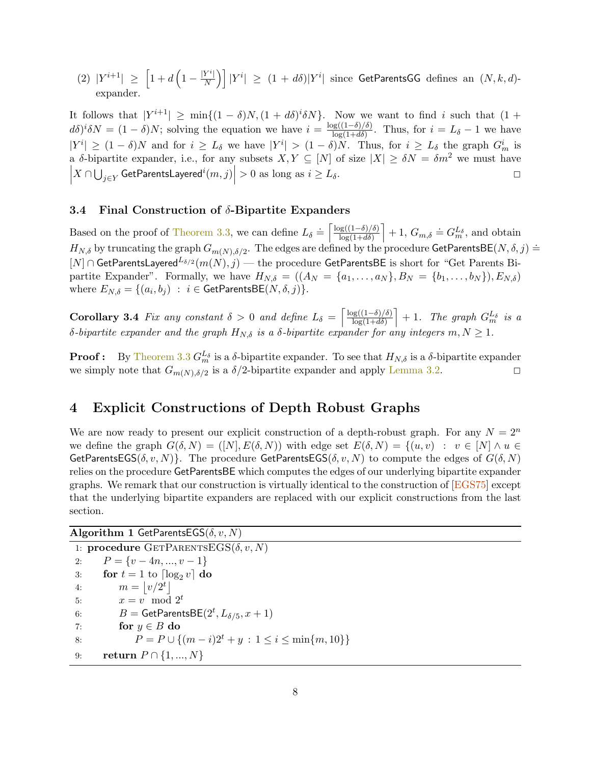(2) $|Y^{i+1}| \geq \left[1 + d\left(1 - \frac{|Y^i|}{N}\right)\right]|Y^i| \geq (1 + d\delta)|Y^i|$ since GetParentsGG defines an $(N, k, d)$-expander.

It follows that $|Y^{i+1}| \geq \min\{(1-\delta)N, (1+d\delta)^i\delta N\}$. Now we want to find $i$ such that $(1 + d\delta)^i\delta N = (1-\delta)N$; solving the equation we have $i = \frac{\log((1-\delta)/\delta)}{\log(1+d\delta)}$. Thus, for $i = L_\delta - 1$ we have $|Y^i| \geq (1-\delta)N$ and for $i \geq L_\delta$ we have $|Y^i| > (1-\delta)N$. Thus, for $i \geq L_\delta$ the graph $G_m^i$ is a $\delta$-bipartite expander, i.e., for any subsets $X, Y \subseteq [N]$ of size $|X| \geq \delta N = \delta m^2$ we must have $\left|X \cap \bigcup_{j \in Y} \mathsf{GetParentsLayered}^i(m, j)\right| > 0$ as long as $i \geq L_\delta$. □

### 3.4 Final Construction of $\delta$-Bipartite Expanders

Based on the proof of Theorem 3.3, we can define $L_\delta \doteq \left\lceil \frac{\log((1-\delta)/\delta)}{\log(1+d\delta)} \right\rceil + 1$, $G_{m,\delta} \doteq G_m^{L_\delta}$, and obtain $H_{N,\delta}$ by truncating the graph $G_{m(N),\delta/2}$. The edges are defined by the procedure $\mathsf{GetParentsBE}(N, \delta, j) \doteq [N] \cap \mathsf{GetParentsLayered}^{L_{\delta/2}}(m(N), j)$ — the procedure GetParentsBE is short for "Get Parents Bipartite Expander". Formally, we have $H_{N,\delta} = ((A_N = \{a_1, \ldots, a_N\}, B_N = \{b_1, \ldots, b_N\}), E_{N,\delta})$ where $E_{N,\delta} = \{(a_i, b_j) \ : \ i \in \mathsf{GetParentsBE}(N, \delta, j)\}$.

**Corollary 3.4** *Fix any constant $\delta > 0$ and define $L_\delta = \left\lceil \frac{\log((1-\delta)/\delta)}{\log(1+d\delta)} \right\rceil + 1$. The graph $G_m^{L_\delta}$ is a $\delta$-bipartite expander and the graph $H_{N,\delta}$ is a $\delta$-bipartite expander for any integers $m, N \geq 1$.*

**Proof :** By Theorem 3.3 $G_m^{L_\delta}$ is a $\delta$-bipartite expander. To see that $H_{N,\delta}$ is a $\delta$-bipartite expander we simply note that $G_{m(N),\delta/2}$ is a $\delta/2$-bipartite expander and apply Lemma 3.2. □

## 4 Explicit Constructions of Depth Robust Graphs

We are now ready to present our explicit construction of a depth-robust graph. For any $N = 2^n$ we define the graph $G(\delta, N) = ([N], E(\delta, N))$ with edge set $E(\delta, N) = \{(u, v) \ : \ v \in [N] \wedge u \in \mathsf{GetParentsEGS}(\delta, v, N)\}$. The procedure $\mathsf{GetParentsEGS}(\delta, v, N)$ to compute the edges of $G(\delta, N)$ relies on the procedure GetParentsBE which computes the edges of our underlying bipartite expander graphs. We remark that our construction is virtually identical to the construction of [EGS75] except that the underlying bipartite expanders are replaced with our explicit constructions from the last section.

**Algorithm 1** $\mathsf{GetParentsEGS}(\delta, v, N)$

```
1: procedure GetParentsEGS(δ, v, N)
2:     P = {v − 4n, ..., v − 1}
3:     for t = 1 to ⌈log₂ v⌉ do
4:         m = ⌊v/2^t⌋
5:         x = v mod 2^t
6:         B = GetParentsBE(2^t, L_{δ/5}, x + 1)
7:         for y ∈ B do
8:             P = P ∪ {(m − i)2^t + y : 1 ≤ i ≤ min{m, 10}}
9:     return P ∩ {1, ..., N}
```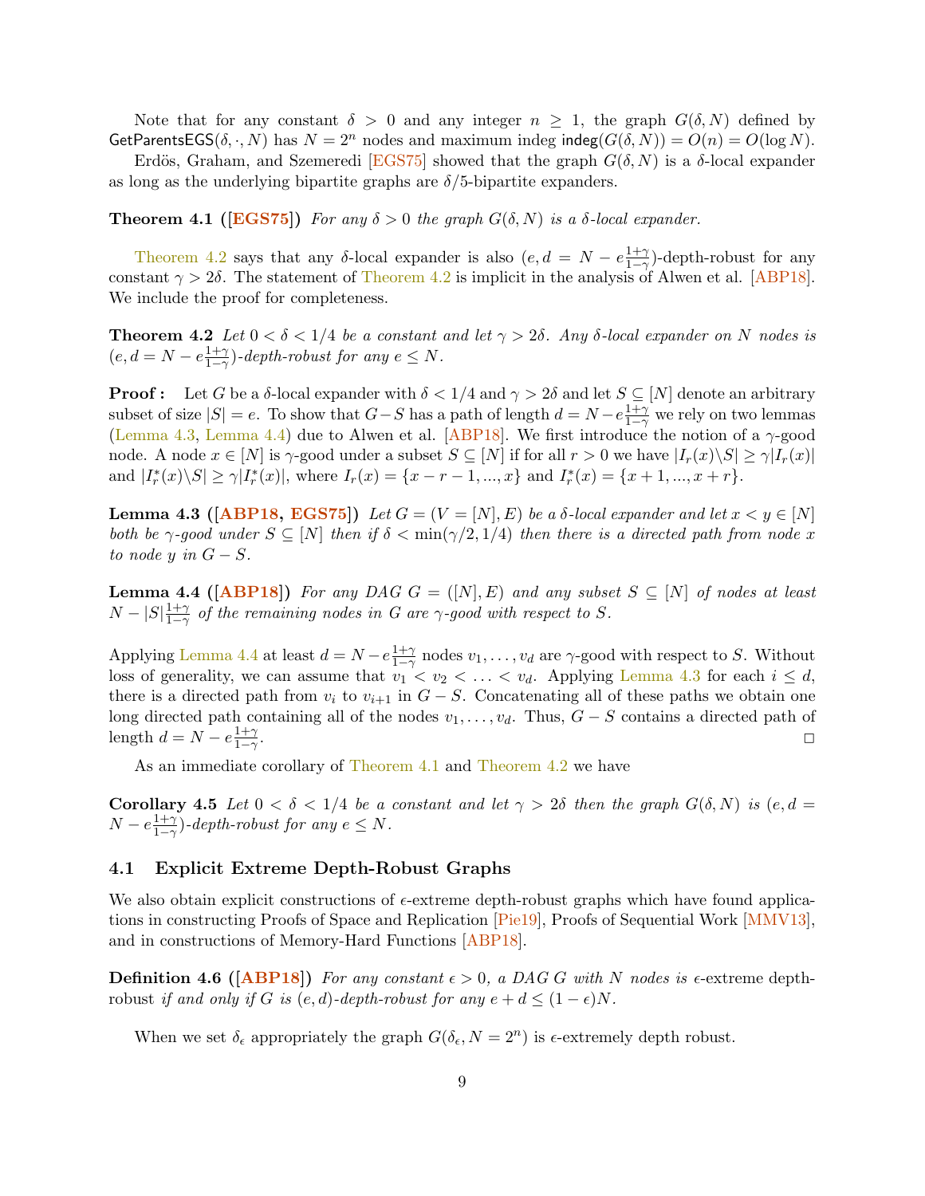Note that for any constant $\delta > 0$ and any integer $n \geq 1$, the graph $G(\delta, N)$ defined by $\mathsf{GetParentsEGS}(\delta, \cdot, N)$ has $N = 2^n$ nodes and maximum indeg $\mathsf{indeg}(G(\delta, N)) = O(n) = O(\log N)$.

Erdös, Graham, and Szemeredi [EGS75] showed that the graph $G(\delta, N)$ is a $\delta$-local expander as long as the underlying bipartite graphs are $\delta/5$-bipartite expanders.

**Theorem 4.1 ([EGS75])** *For any $\delta > 0$ the graph $G(\delta, N)$ is a $\delta$-local expander.*

Theorem 4.2 says that any $\delta$-local expander is also $(e, d = N - e\frac{1+\gamma}{1-\gamma})$-depth-robust for any constant $\gamma > 2\delta$. The statement of Theorem 4.2 is implicit in the analysis of Alwen et al. [ABP18]. We include the proof for completeness.

**Theorem 4.2** *Let $0 < \delta < 1/4$ be a constant and let $\gamma > 2\delta$. Any $\delta$-local expander on $N$ nodes is $(e, d = N - e\frac{1+\gamma}{1-\gamma})$-depth-robust for any $e \leq N$.*

**Proof :** Let $G$ be a $\delta$-local expander with $\delta < 1/4$ and $\gamma > 2\delta$ and let $S \subseteq [N]$ denote an arbitrary subset of size $|S| = e$. To show that $G - S$ has a path of length $d = N - e\frac{1+\gamma}{1-\gamma}$ we rely on two lemmas (Lemma 4.3, Lemma 4.4) due to Alwen et al. [ABP18]. We first introduce the notion of a $\gamma$-good node. A node $x \in [N]$ is $\gamma$-good under a subset $S \subseteq [N]$ if for all $r > 0$ we have $|I_r(x) \backslash S| \geq \gamma |I_r(x)|$ and $|I_r^*(x) \backslash S| \geq \gamma |I_r^*(x)|$, where $I_r(x) = \{x - r - 1, ..., x\}$ and $I_r^*(x) = \{x + 1, ..., x + r\}$.

**Lemma 4.3 ([ABP18, EGS75])** *Let $G = (V = [N], E)$ be a $\delta$-local expander and let $x < y \in [N]$ both be $\gamma$-good under $S \subseteq [N]$ then if $\delta < \min(\gamma/2, 1/4)$ then there is a directed path from node $x$ to node $y$ in $G - S$.*

**Lemma 4.4 ([ABP18])** *For any DAG $G = ([N], E)$ and any subset $S \subseteq [N]$ of nodes at least $N - |S|\frac{1+\gamma}{1-\gamma}$ of the remaining nodes in $G$ are $\gamma$-good with respect to $S$.*

Applying Lemma 4.4 at least $d = N - e\frac{1+\gamma}{1-\gamma}$ nodes $v_1, \ldots, v_d$ are $\gamma$-good with respect to $S$. Without loss of generality, we can assume that $v_1 < v_2 < \ldots < v_d$. Applying Lemma 4.3 for each $i \leq d$, there is a directed path from $v_i$ to $v_{i+1}$ in $G - S$. Concatenating all of these paths we obtain one long directed path containing all of the nodes $v_1, \ldots, v_d$. Thus, $G - S$ contains a directed path of length $d = N - e\frac{1+\gamma}{1-\gamma}$. □

As an immediate corollary of Theorem 4.1 and Theorem 4.2 we have

**Corollary 4.5** *Let $0 < \delta < 1/4$ be a constant and let $\gamma > 2\delta$ then the graph $G(\delta, N)$ is $(e, d = N - e\frac{1+\gamma}{1-\gamma})$-depth-robust for any $e \leq N$.*

### 4.1 Explicit Extreme Depth-Robust Graphs

We also obtain explicit constructions of $\epsilon$-extreme depth-robust graphs which have found applications in constructing Proofs of Space and Replication [Pie19], Proofs of Sequential Work [MMV13], and in constructions of Memory-Hard Functions [ABP18].

**Definition 4.6 ([ABP18])** *For any constant $\epsilon > 0$, a DAG $G$ with $N$ nodes is* $\epsilon$-extreme depth-robust *if and only if $G$ is $(e, d)$-depth-robust for any $e + d \leq (1 - \epsilon)N$.*

When we set $\delta_\epsilon$ appropriately the graph $G(\delta_\epsilon, N = 2^n)$ is $\epsilon$-extremely depth robust.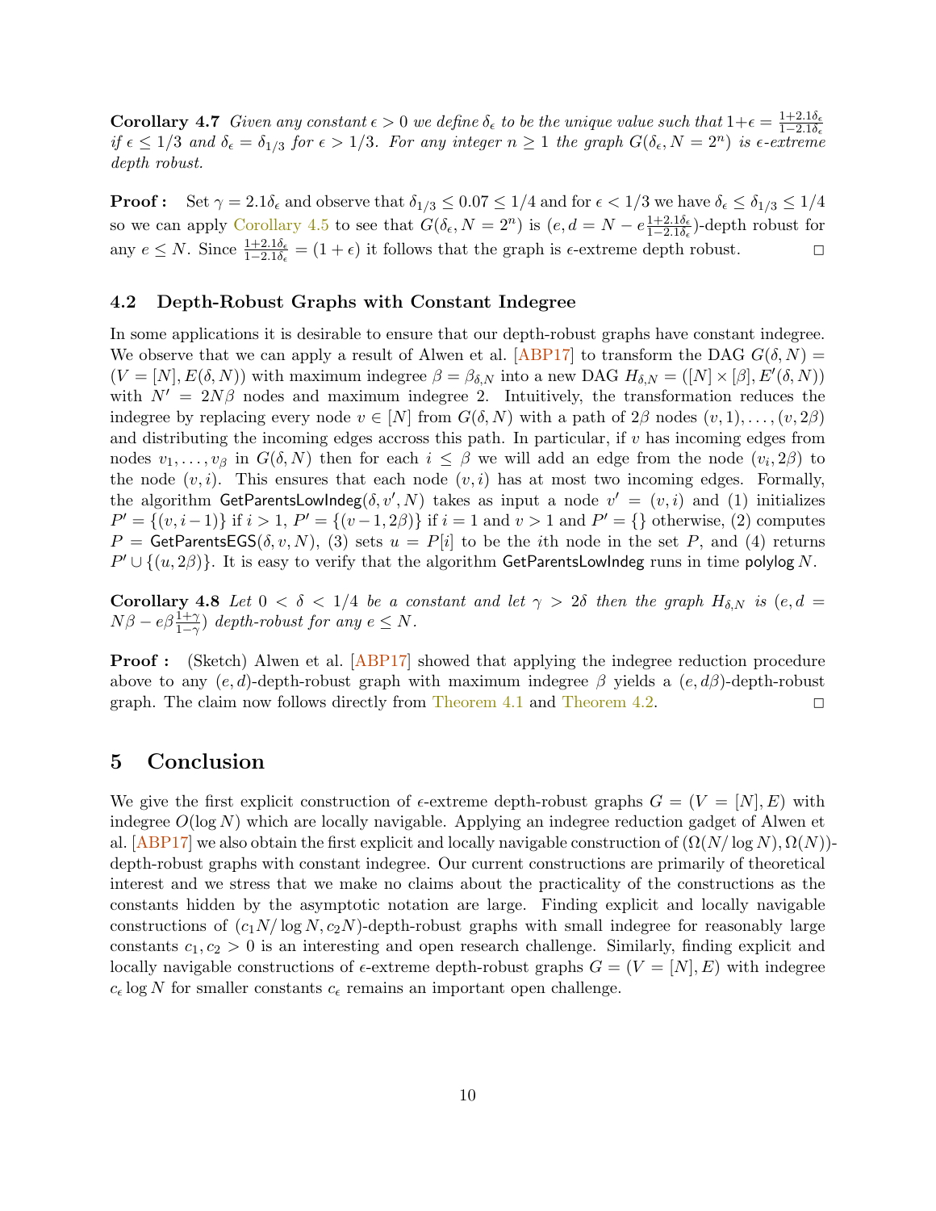**Corollary 4.7** *Given any constant $\epsilon > 0$ we define $\delta_\epsilon$ to be the unique value such that $1+\epsilon = \frac{1+2.1\delta_\epsilon}{1-2.1\delta_\epsilon}$ if $\epsilon \le 1/3$ and $\delta_\epsilon = \delta_{1/3}$ for $\epsilon > 1/3$. For any integer $n \ge 1$ the graph $G(\delta_\epsilon, N = 2^n)$ is $\epsilon$-extreme depth robust.*

**Proof :** Set $\gamma = 2.1\delta_\epsilon$ and observe that $\delta_{1/3} \le 0.07 \le 1/4$ and for $\epsilon < 1/3$ we have $\delta_\epsilon \le \delta_{1/3} \le 1/4$ so we can apply Corollary 4.5 to see that $G(\delta_\epsilon, N = 2^n)$ is $(e, d = N - e\frac{1+2.1\delta_\epsilon}{1-2.1\delta_\epsilon})$-depth robust for any $e \le N$. Since $\frac{1+2.1\delta_\epsilon}{1-2.1\delta_\epsilon} = (1+\epsilon)$ it follows that the graph is $\epsilon$-extreme depth robust. □

### 4.2 Depth-Robust Graphs with Constant Indegree

In some applications it is desirable to ensure that our depth-robust graphs have constant indegree. We observe that we can apply a result of Alwen et al. [ABP17] to transform the DAG $G(\delta, N) = (V = [N], E(\delta, N))$ with maximum indegree $\beta = \beta_{\delta,N}$ into a new DAG $H_{\delta,N} = ([N] \times [\beta], E'(\delta, N))$ with $N' = 2N\beta$ nodes and maximum indegree 2. Intuitively, the transformation reduces the indegree by replacing every node $v \in [N]$ from $G(\delta, N)$ with a path of $2\beta$ nodes $(v, 1), \ldots, (v, 2\beta)$ and distributing the incoming edges accross this path. In particular, if $v$ has incoming edges from nodes $v_1, \ldots, v_\beta$ in $G(\delta, N)$ then for each $i \le \beta$ we will add an edge from the node $(v_i, 2\beta)$ to the node $(v, i)$. This ensures that each node $(v, i)$ has at most two incoming edges. Formally, the algorithm $\mathsf{GetParentsLowIndeg}(\delta, v', N)$ takes as input a node $v' = (v, i)$ and (1) initializes $P' = \{(v, i-1)\}$ if $i > 1$, $P' = \{(v-1, 2\beta)\}$ if $i = 1$ and $v > 1$ and $P' = \{\}$ otherwise, (2) computes $P = \mathsf{GetParentsEGS}(\delta, v, N)$, (3) sets $u = P[i]$ to be the $i$th node in the set $P$, and (4) returns $P' \cup \{(u, 2\beta)\}$. It is easy to verify that the algorithm $\mathsf{GetParentsLowIndeg}$ runs in time $\mathsf{polylog}\, N$.

**Corollary 4.8** *Let $0 < \delta < 1/4$ be a constant and let $\gamma > 2\delta$ then the graph $H_{\delta,N}$ is $(e, d = N\beta - e\beta\frac{1+\gamma}{1-\gamma})$ depth-robust for any $e \le N$.*

**Proof :** (Sketch) Alwen et al. [ABP17] showed that applying the indegree reduction procedure above to any $(e, d)$-depth-robust graph with maximum indegree $\beta$ yields a $(e, d\beta)$-depth-robust graph. The claim now follows directly from Theorem 4.1 and Theorem 4.2. □

## 5 Conclusion

We give the first explicit construction of $\epsilon$-extreme depth-robust graphs $G = (V = [N], E)$ with indegree $O(\log N)$ which are locally navigable. Applying an indegree reduction gadget of Alwen et al. [ABP17] we also obtain the first explicit and locally navigable construction of $(\Omega(N/\log N), \Omega(N))$-depth-robust graphs with constant indegree. Our current constructions are primarily of theoretical interest and we stress that we make no claims about the practicality of the constructions as the constants hidden by the asymptotic notation are large. Finding explicit and locally navigable constructions of $(c_1 N/\log N, c_2 N)$-depth-robust graphs with small indegree for reasonably large constants $c_1, c_2 > 0$ is an interesting and open research challenge. Similarly, finding explicit and locally navigable constructions of $\epsilon$-extreme depth-robust graphs $G = (V = [N], E)$ with indegree $c_\epsilon \log N$ for smaller constants $c_\epsilon$ remains an important open challenge.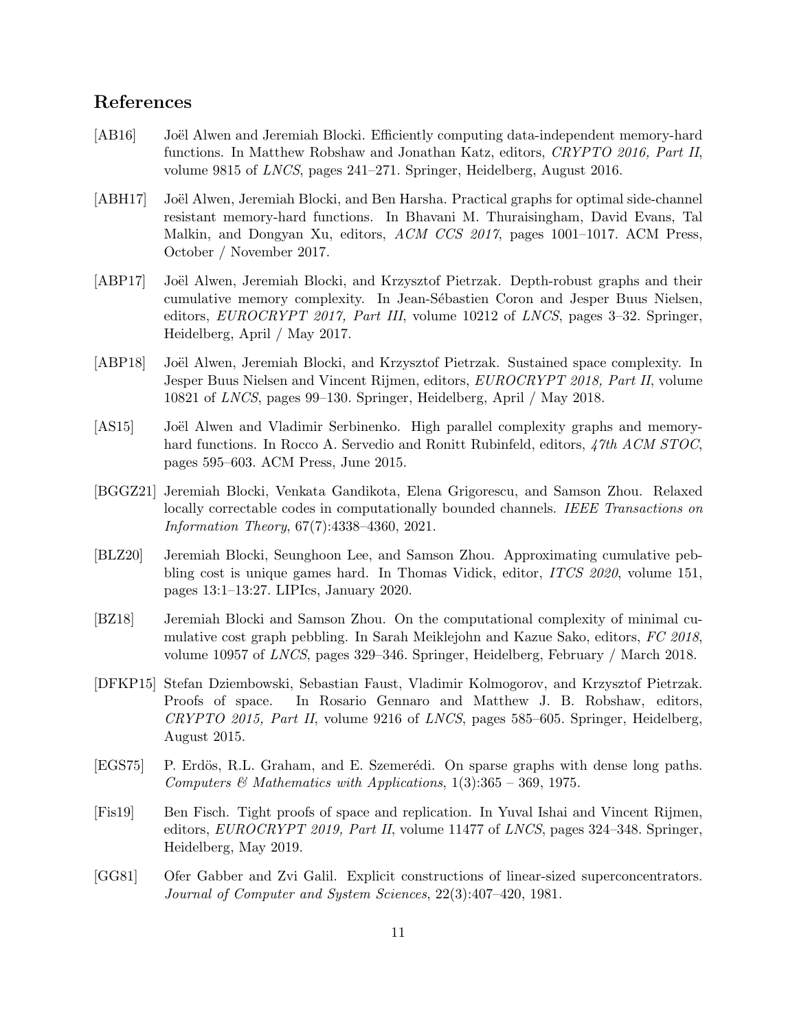## References

[AB16] Joël Alwen and Jeremiah Blocki. Efficiently computing data-independent memory-hard functions. In Matthew Robshaw and Jonathan Katz, editors, *CRYPTO 2016, Part II*, volume 9815 of *LNCS*, pages 241–271. Springer, Heidelberg, August 2016.

[ABH17] Joël Alwen, Jeremiah Blocki, and Ben Harsha. Practical graphs for optimal side-channel resistant memory-hard functions. In Bhavani M. Thuraisingham, David Evans, Tal Malkin, and Dongyan Xu, editors, *ACM CCS 2017*, pages 1001–1017. ACM Press, October / November 2017.

[ABP17] Joël Alwen, Jeremiah Blocki, and Krzysztof Pietrzak. Depth-robust graphs and their cumulative memory complexity. In Jean-Sébastien Coron and Jesper Buus Nielsen, editors, *EUROCRYPT 2017, Part III*, volume 10212 of *LNCS*, pages 3–32. Springer, Heidelberg, April / May 2017.

[ABP18] Joël Alwen, Jeremiah Blocki, and Krzysztof Pietrzak. Sustained space complexity. In Jesper Buus Nielsen and Vincent Rijmen, editors, *EUROCRYPT 2018, Part II*, volume 10821 of *LNCS*, pages 99–130. Springer, Heidelberg, April / May 2018.

[AS15] Joël Alwen and Vladimir Serbinenko. High parallel complexity graphs and memory-hard functions. In Rocco A. Servedio and Ronitt Rubinfeld, editors, *47th ACM STOC*, pages 595–603. ACM Press, June 2015.

[BGGZ21] Jeremiah Blocki, Venkata Gandikota, Elena Grigorescu, and Samson Zhou. Relaxed locally correctable codes in computationally bounded channels. *IEEE Transactions on Information Theory*, 67(7):4338–4360, 2021.

[BLZ20] Jeremiah Blocki, Seunghoon Lee, and Samson Zhou. Approximating cumulative pebbling cost is unique games hard. In Thomas Vidick, editor, *ITCS 2020*, volume 151, pages 13:1–13:27. LIPIcs, January 2020.

[BZ18] Jeremiah Blocki and Samson Zhou. On the computational complexity of minimal cumulative cost graph pebbling. In Sarah Meiklejohn and Kazue Sako, editors, *FC 2018*, volume 10957 of *LNCS*, pages 329–346. Springer, Heidelberg, February / March 2018.

[DFKP15] Stefan Dziembowski, Sebastian Faust, Vladimir Kolmogorov, and Krzysztof Pietrzak. Proofs of space. In Rosario Gennaro and Matthew J. B. Robshaw, editors, *CRYPTO 2015, Part II*, volume 9216 of *LNCS*, pages 585–605. Springer, Heidelberg, August 2015.

[EGS75] P. Erdös, R.L. Graham, and E. Szemerédi. On sparse graphs with dense long paths. *Computers & Mathematics with Applications*, 1(3):365 – 369, 1975.

[Fis19] Ben Fisch. Tight proofs of space and replication. In Yuval Ishai and Vincent Rijmen, editors, *EUROCRYPT 2019, Part II*, volume 11477 of *LNCS*, pages 324–348. Springer, Heidelberg, May 2019.

[GG81] Ofer Gabber and Zvi Galil. Explicit constructions of linear-sized superconcentrators. *Journal of Computer and System Sciences*, 22(3):407–420, 1981.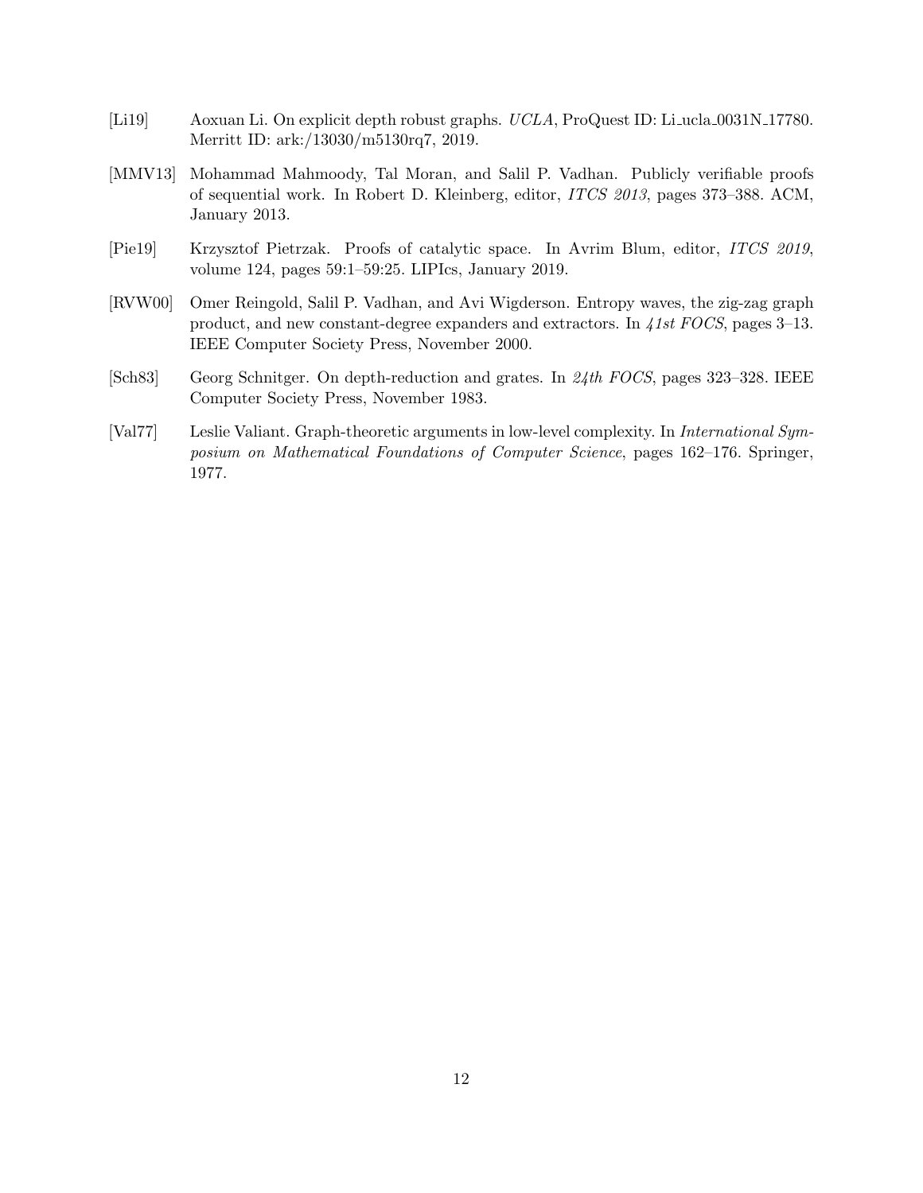[Li19] Aoxuan Li. On explicit depth robust graphs. *UCLA*, ProQuest ID: Li_ucla_0031N_17780. Merritt ID: ark:/13030/m5130rq7, 2019.

[MMV13] Mohammad Mahmoody, Tal Moran, and Salil P. Vadhan. Publicly verifiable proofs of sequential work. In Robert D. Kleinberg, editor, *ITCS 2013*, pages 373–388. ACM, January 2013.

[Pie19] Krzysztof Pietrzak. Proofs of catalytic space. In Avrim Blum, editor, *ITCS 2019*, volume 124, pages 59:1–59:25. LIPIcs, January 2019.

[RVW00] Omer Reingold, Salil P. Vadhan, and Avi Wigderson. Entropy waves, the zig-zag graph product, and new constant-degree expanders and extractors. In *41st FOCS*, pages 3–13. IEEE Computer Society Press, November 2000.

[Sch83] Georg Schnitger. On depth-reduction and grates. In *24th FOCS*, pages 323–328. IEEE Computer Society Press, November 1983.

[Val77] Leslie Valiant. Graph-theoretic arguments in low-level complexity. In *International Symposium on Mathematical Foundations of Computer Science*, pages 162–176. Springer, 1977.